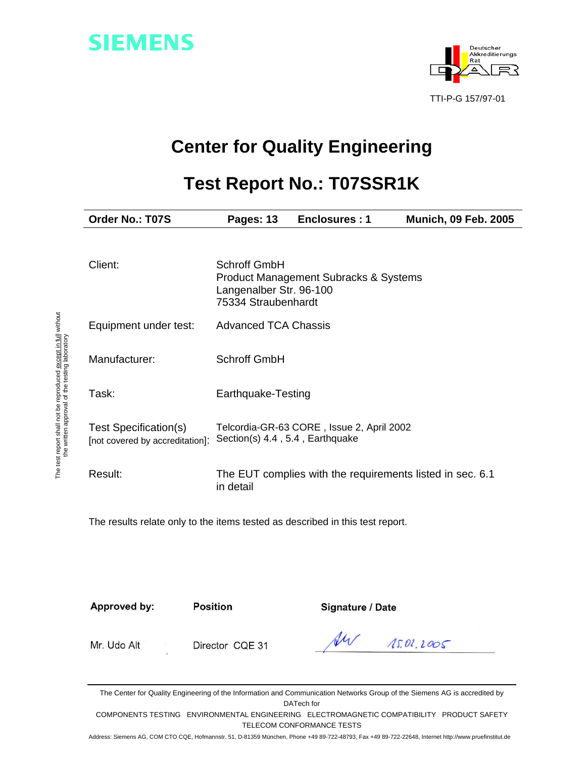SIEMENS

Deutscher Akkreditierungs Rat

DAR

TTI-P-G 157/97-01

# Center for Quality Engineering

# Test Report No.: T07SSR1K

| Order No.: T07S | Pages: 13 | Enclosures : 1 | Munich, 09 Feb. 2005 |
| --- | --- | --- | --- |

| | |
| --- | --- |
| Client: | Schroff GmbH<br>Product Management Subracks & Systems<br>Langenalber Str. 96-100<br>75334 Straubenhardt |
| Equipment under test: | Advanced TCA Chassis |
| Manufacturer: | Schroff GmbH |
| Task: | Earthquake-Testing |
| Test Specification(s)<br>[not covered by accreditation]: | Telcordia-GR-63 CORE , Issue 2, April 2002<br>Section(s) 4.4 , 5.4 , Earthquake |
| Result: | The EUT complies with the requirements listed in sec. 6.1 in detail |

The results relate only to the items tested as described in this test report.

The test report shall not be reproduced except in full without the written approval of the testing laboratory

| Approved by: | Position | Signature / Date |
| --- | --- | --- |
| Mr. Udo Alt | Director CQE 31 | 15.02.2005 |

The Center for Quality Engineering of the Information and Communication Networks Group of the Siemens AG is accredited by DATech for

COMPONENTS TESTING ENVIRONMENTAL ENGINEERING ELECTROMAGNETIC COMPATIBILITY PRODUCT SAFETY TELECOM CONFORMANCE TESTS

Address: Siemens AG, COM CTO CQE, Hofmannstr. 51, D-81359 München, Phone +49 89-722-48793, Fax +49 89-722-22648, Internet http://www.pruefinstitut.de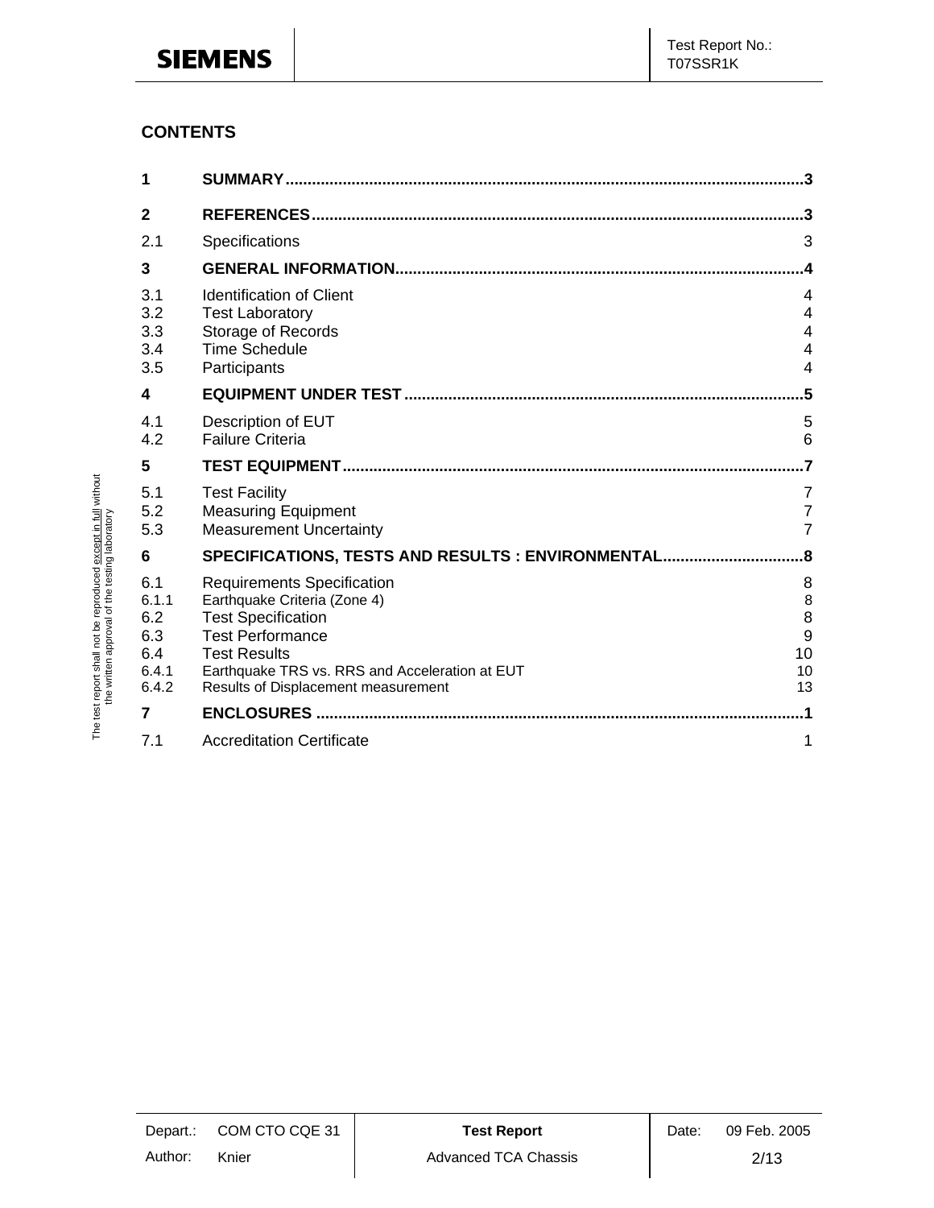# CONTENTS

| | | |
|---|---|---|
| **1** | **SUMMARY** | **3** |
| **2** | **REFERENCES** | **3** |
| 2.1 | Specifications | 3 |
| **3** | **GENERAL INFORMATION** | **4** |
| 3.1 | Identification of Client | 4 |
| 3.2 | Test Laboratory | 4 |
| 3.3 | Storage of Records | 4 |
| 3.4 | Time Schedule | 4 |
| 3.5 | Participants | 4 |
| **4** | **EQUIPMENT UNDER TEST** | **5** |
| 4.1 | Description of EUT | 5 |
| 4.2 | Failure Criteria | 6 |
| **5** | **TEST EQUIPMENT** | **7** |
| 5.1 | Test Facility | 7 |
| 5.2 | Measuring Equipment | 7 |
| 5.3 | Measurement Uncertainty | 7 |
| **6** | **SPECIFICATIONS, TESTS AND RESULTS : ENVIRONMENTAL** | **8** |
| 6.1 | Requirements Specification | 8 |
| 6.1.1 | Earthquake Criteria (Zone 4) | 8 |
| 6.2 | Test Specification | 8 |
| 6.3 | Test Performance | 9 |
| 6.4 | Test Results | 10 |
| 6.4.1 | Earthquake TRS vs. RRS and Acceleration at EUT | 10 |
| 6.4.2 | Results of Displacement measurement | 13 |
| **7** | **ENCLOSURES** | **1** |
| 7.1 | Accreditation Certificate | 1 |

The test report shall not be reproduced except in full without the written approval of the testing laboratory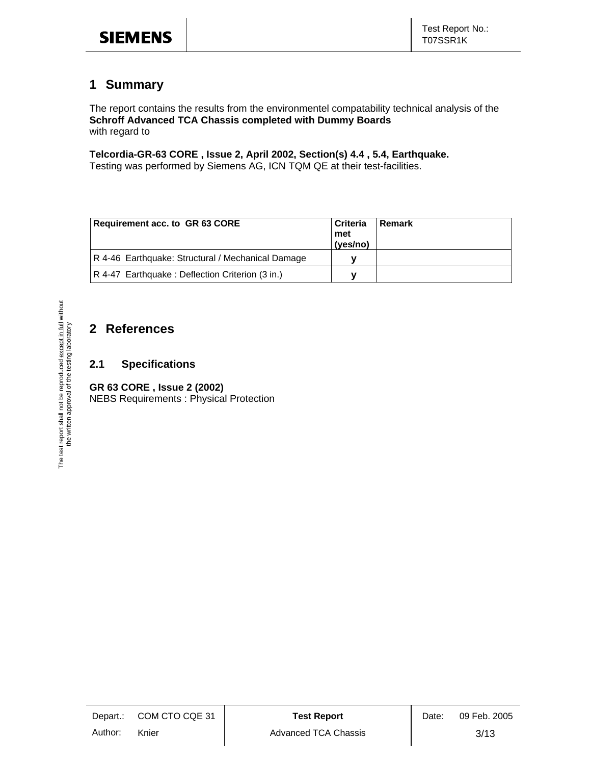# 1 Summary

The report contains the results from the environmentel compatability technical analysis of the **Schroff Advanced TCA Chassis completed with Dummy Boards** with regard to

**Telcordia-GR-63 CORE , Issue 2, April 2002, Section(s) 4.4 , 5.4, Earthquake.**
Testing was performed by Siemens AG, ICN TQM QE at their test-facilities.

| Requirement acc. to GR 63 CORE | Criteria met (yes/no) | Remark |
|---|---|---|
| R 4-46 Earthquake: Structural / Mechanical Damage | y | |
| R 4-47 Earthquake : Deflection Criterion (3 in.) | y | |

The test report shall not be reproduced except in full without the written approval of the testing laboratory

# 2 References

## 2.1 Specifications

**GR 63 CORE , Issue 2 (2002)**
NEBS Requirements : Physical Protection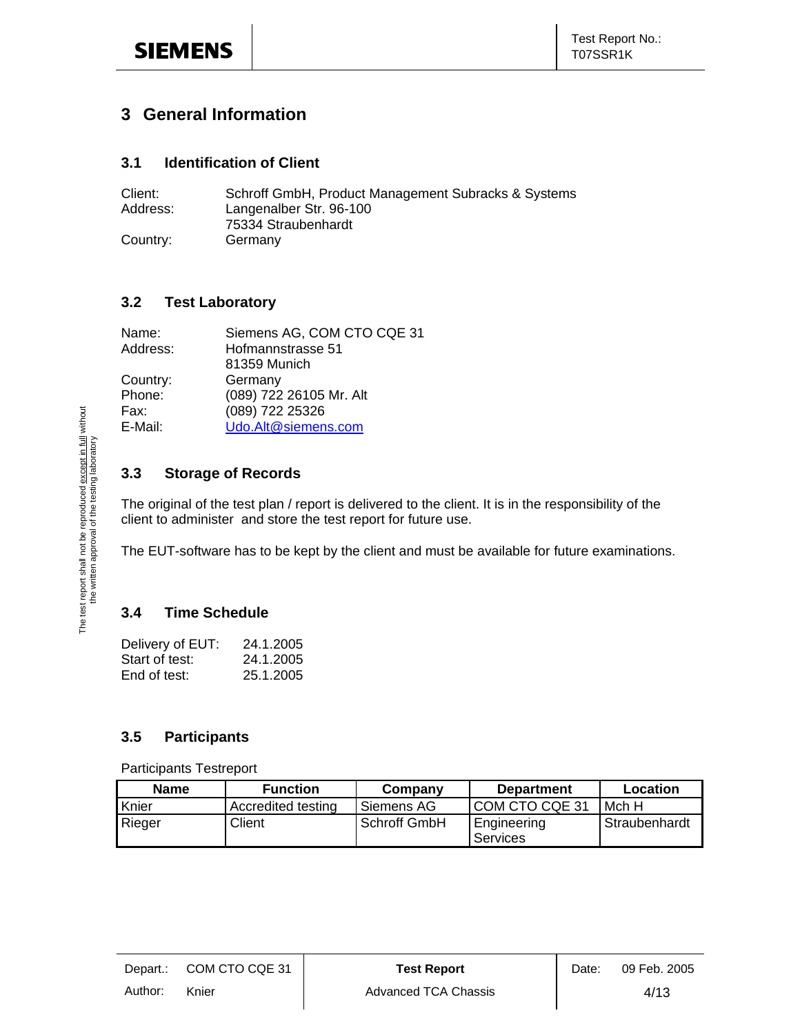# 3 General Information

## 3.1 Identification of Client

Client: Schroff GmbH, Product Management Subracks & Systems
Address: Langenalber Str. 96-100
75334 Straubenhardt
Country: Germany

## 3.2 Test Laboratory

Name: Siemens AG, COM CTO CQE 31
Address: Hofmannstrasse 51
81359 Munich
Country: Germany
Phone: (089) 722 26105 Mr. Alt
Fax: (089) 722 25326
E-Mail: Udo.Alt@siemens.com

## 3.3 Storage of Records

The original of the test plan / report is delivered to the client. It is in the responsibility of the client to administer and store the test report for future use.

The EUT-software has to be kept by the client and must be available for future examinations.

## 3.4 Time Schedule

Delivery of EUT: 24.1.2005
Start of test: 24.1.2005
End of test: 25.1.2005

## 3.5 Participants

Participants Testreport

| Name | Function | Company | Department | Location |
| --- | --- | --- | --- | --- |
| Knier | Accredited testing | Siemens AG | COM CTO CQE 31 | Mch H |
| Rieger | Client | Schroff GmbH | Engineering Services | Straubenhardt |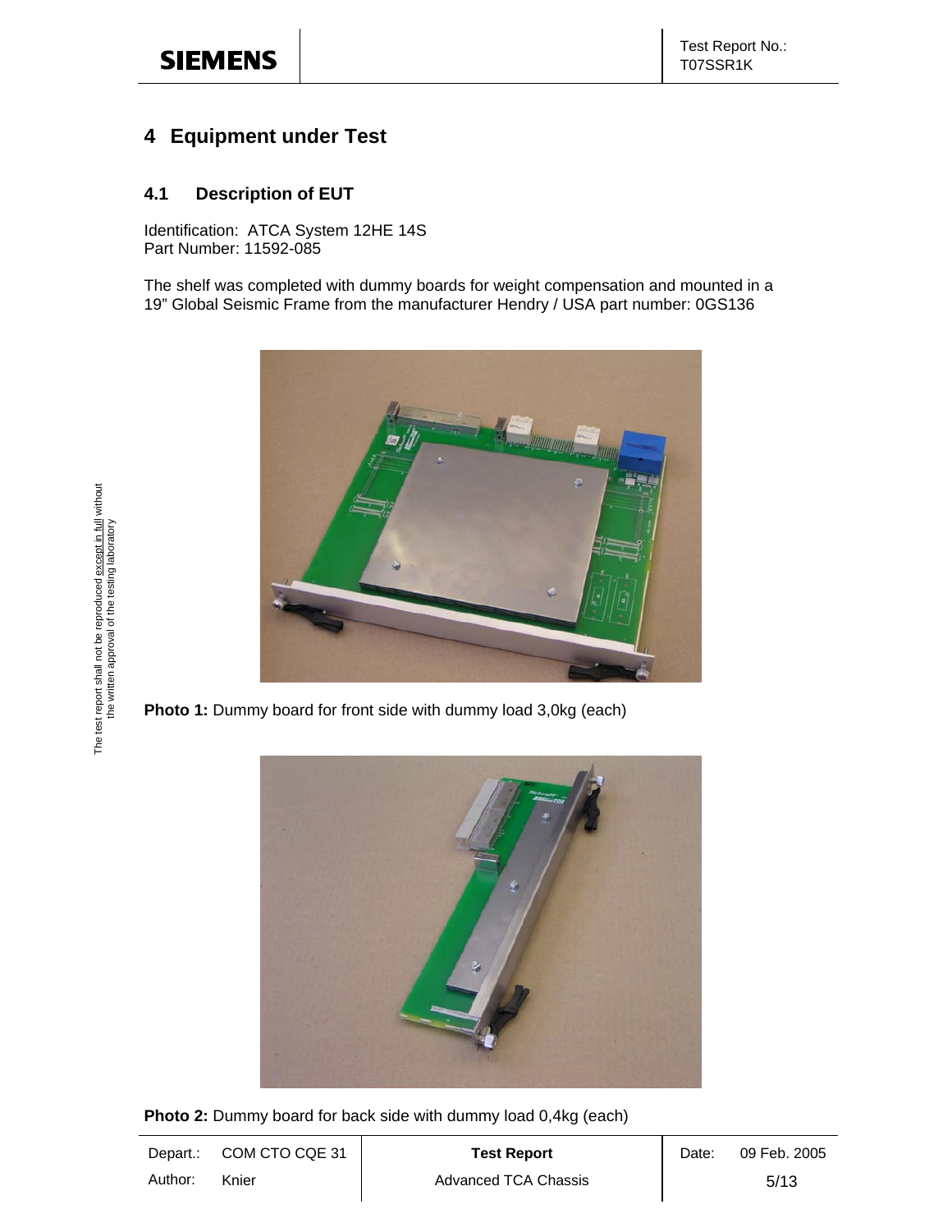# 4 Equipment under Test

## 4.1 Description of EUT

Identification: ATCA System 12HE 14S
Part Number: 11592-085

The shelf was completed with dummy boards for weight compensation and mounted in a 19" Global Seismic Frame from the manufacturer Hendry / USA part number: 0GS136

**Photo 1:** Dummy board for front side with dummy load 3,0kg (each)

**Photo 2:** Dummy board for back side with dummy load 0,4kg (each)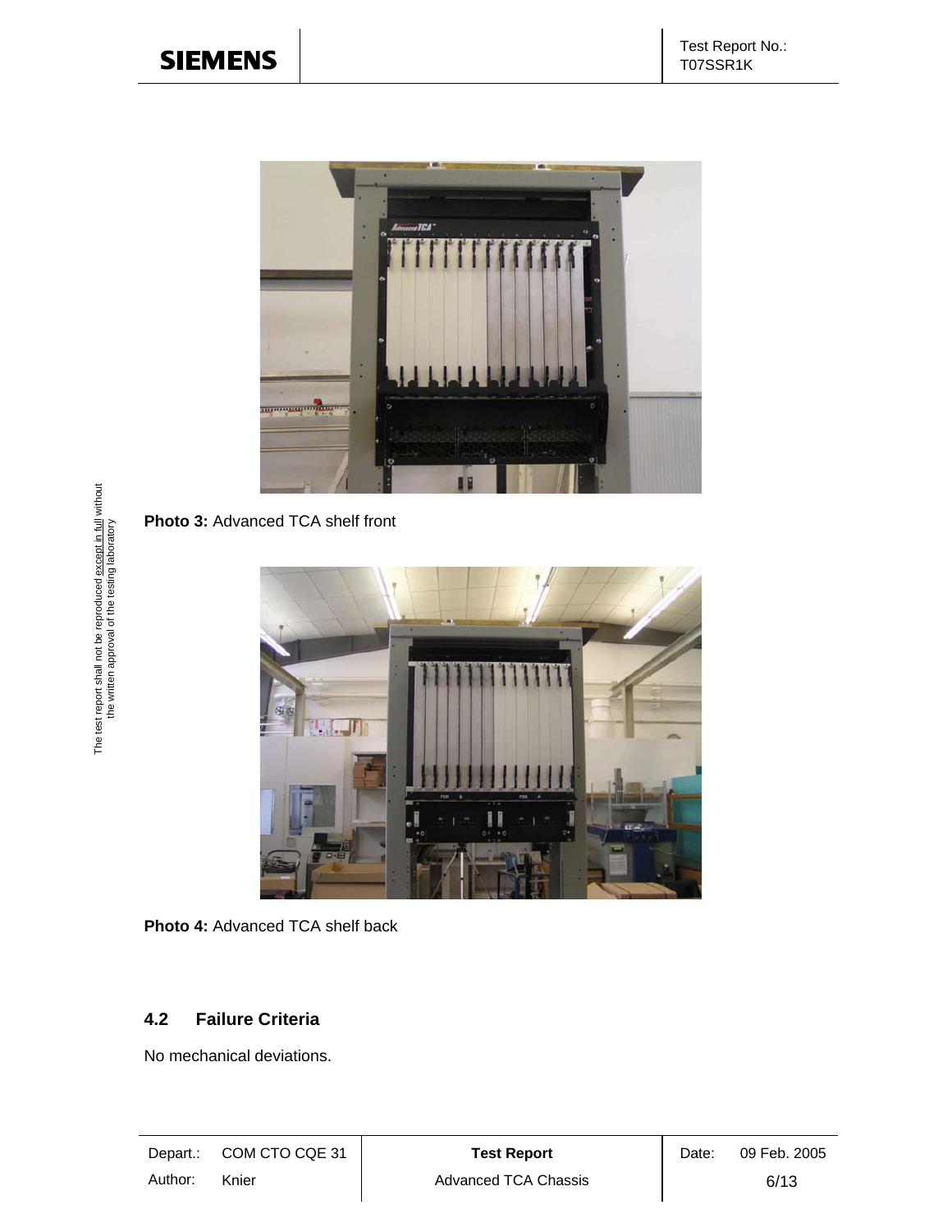**Photo 3:** Advanced TCA shelf front

**Photo 4:** Advanced TCA shelf back

### 4.2 Failure Criteria

No mechanical deviations.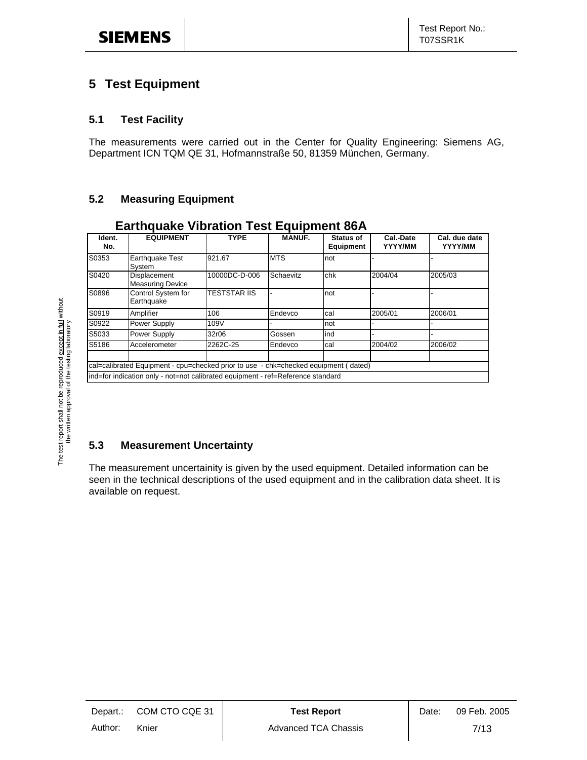# 5 Test Equipment

## 5.1 Test Facility

The measurements were carried out in the Center for Quality Engineering: Siemens AG, Department ICN TQM QE 31, Hofmannstraße 50, 81359 München, Germany.

## 5.2 Measuring Equipment

**Earthquake Vibration Test Equipment 86A**

| Ident. No. | EQUIPMENT | TYPE | MANUF. | Status of Equipment | Cal.-Date YYYY/MM | Cal. due date YYYY/MM |
|---|---|---|---|---|---|---|
| S0353 | Earthquake Test System | 921.67 | MTS | not | - | - |
| S0420 | Displacement Measuring Device | 10000DC-D-006 | Schaevitz | chk | 2004/04 | 2005/03 |
| S0896 | Control System for Earthquake | TESTSTAR IIS | - | not | - | - |
| S0919 | Amplifier | 106 | Endevco | cal | 2005/01 | 2006/01 |
| S0922 | Power Supply | 109V | - | not | - | - |
| S5033 | Power Supply | 32r06 | Gossen | ind | - | - |
| S5186 | Accelerometer | 2262C-25 | Endevco | cal | 2004/02 | 2006/02 |
| | | | | | | |
| cal=calibrated Equipment - cpu=checked prior to use - chk=checked equipment ( dated) | | | | | | |
| ind=for indication only - not=not calibrated equipment - ref=Reference standard | | | | | | |

## 5.3 Measurement Uncertainty

The measurement uncertainity is given by the used equipment. Detailed information can be seen in the technical descriptions of the used equipment and in the calibration data sheet. It is available on request.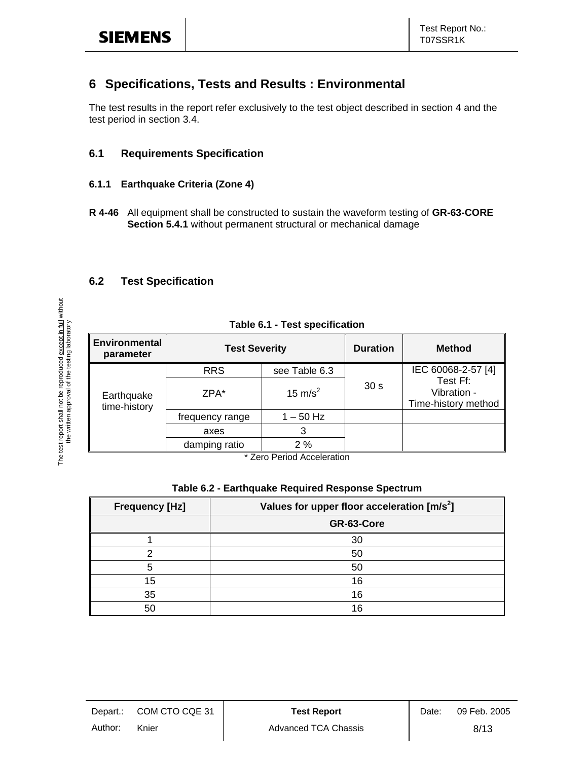# 6 Specifications, Tests and Results : Environmental

The test results in the report refer exclusively to the test object described in section 4 and the test period in section 3.4.

## 6.1 Requirements Specification

### 6.1.1 Earthquake Criteria (Zone 4)

**R 4-46** All equipment shall be constructed to sustain the waveform testing of **GR-63-CORE Section 5.4.1** without permanent structural or mechanical damage

## 6.2 Test Specification

**Table 6.1 - Test specification**

| Environmental parameter | Test Severity | | Duration | Method |
|---|---|---|---|---|
| Earthquake time-history | RRS | see Table 6.3 | 30 s | IEC 60068-2-57 [4] Test Ff: Vibration - Time-history method |
| | ZPA* | 15 $m/s^2$ | | |
| | frequency range | 1 – 50 Hz | | |
| | axes | 3 | | |
| | damping ratio | 2 % | | |

\* Zero Period Acceleration

**Table 6.2 - Earthquake Required Response Spectrum**

| Frequency [Hz] | Values for upper floor acceleration [$m/s^2$] |
|---|---|
| | **GR-63-Core** |
| 1 | 30 |
| 2 | 50 |
| 5 | 50 |
| 15 | 16 |
| 35 | 16 |
| 50 | 16 |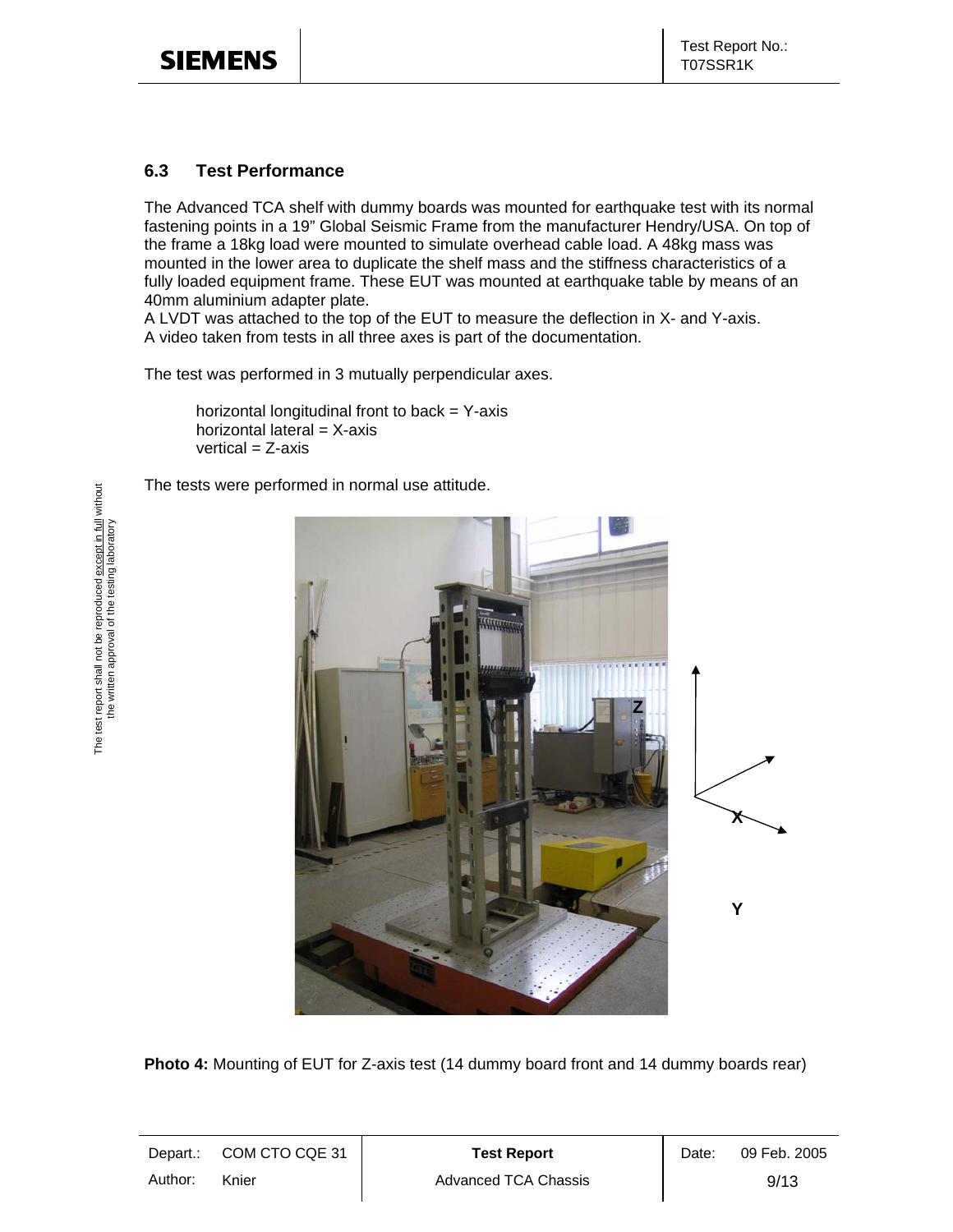## 6.3 Test Performance

The Advanced TCA shelf with dummy boards was mounted for earthquake test with its normal fastening points in a 19" Global Seismic Frame from the manufacturer Hendry/USA. On top of the frame a 18kg load were mounted to simulate overhead cable load. A 48kg mass was mounted in the lower area to duplicate the shelf mass and the stiffness characteristics of a fully loaded equipment frame. These EUT was mounted at earthquake table by means of an 40mm aluminium adapter plate.
A LVDT was attached to the top of the EUT to measure the deflection in X- and Y-axis.
A video taken from tests in all three axes is part of the documentation.

The test was performed in 3 mutually perpendicular axes.

horizontal longitudinal front to back = Y-axis
horizontal lateral = X-axis
vertical = Z-axis

The tests were performed in normal use attitude.

**Photo 4:** Mounting of EUT for Z-axis test (14 dummy board front and 14 dummy boards rear)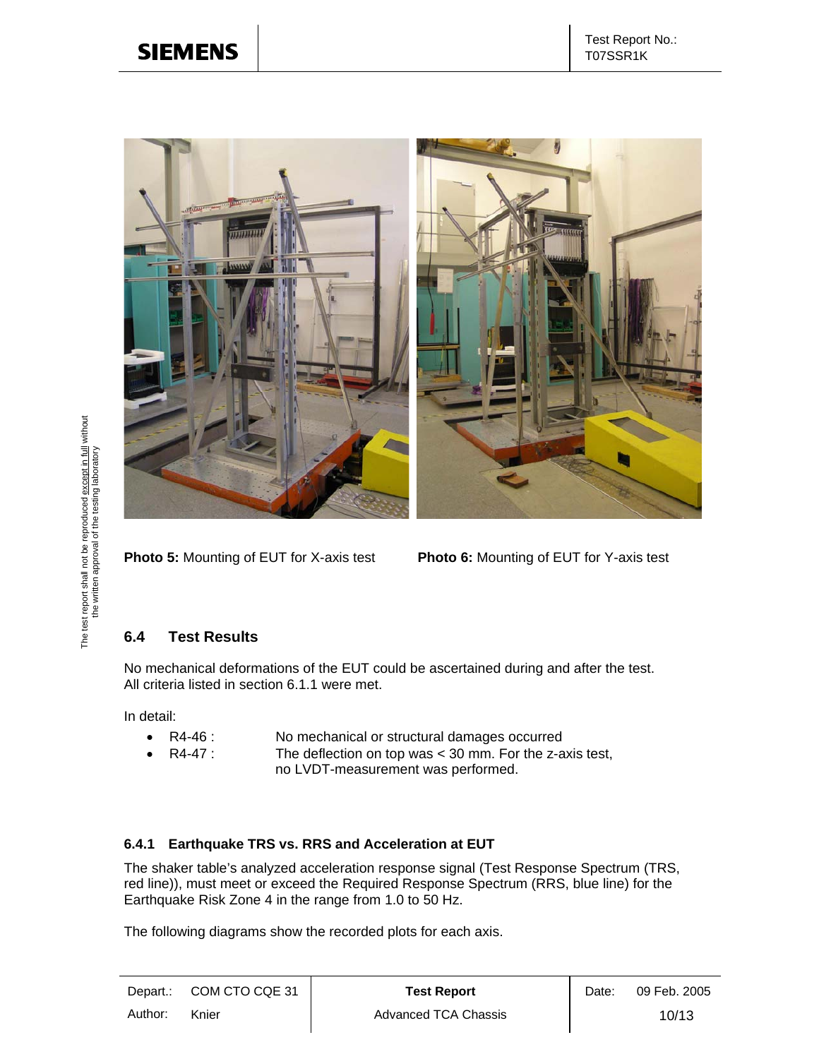**Photo 5:** Mounting of EUT for X-axis test

**Photo 6:** Mounting of EUT for Y-axis test

## 6.4 Test Results

No mechanical deformations of the EUT could be ascertained during and after the test. All criteria listed in section 6.1.1 were met.

In detail:

- R4-46 : No mechanical or structural damages occurred
- R4-47 : The deflection on top was < 30 mm. For the z-axis test, no LVDT-measurement was performed.

### 6.4.1 Earthquake TRS vs. RRS and Acceleration at EUT

The shaker table's analyzed acceleration response signal (Test Response Spectrum (TRS, red line)), must meet or exceed the Required Response Spectrum (RRS, blue line) for the Earthquake Risk Zone 4 in the range from 1.0 to 50 Hz.

The following diagrams show the recorded plots for each axis.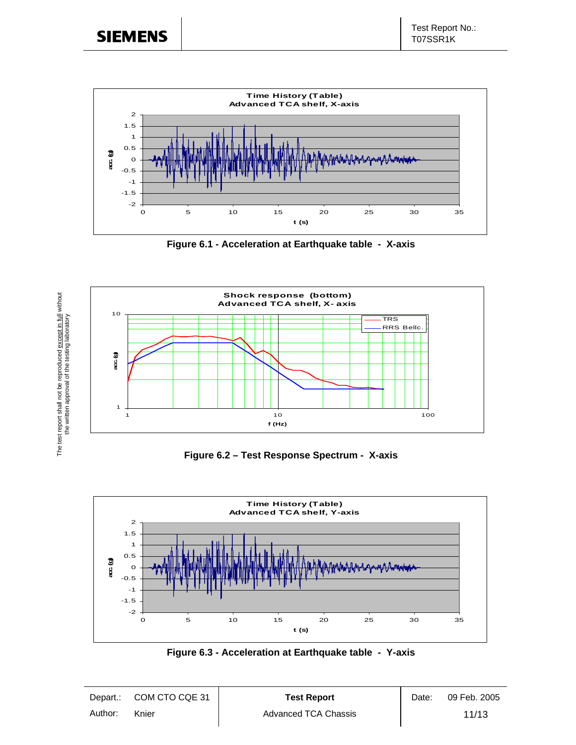Figure 6.1 - Acceleration at Earthquake table - X-axis

Figure 6.2 – Test Response Spectrum - X-axis

Figure 6.3 - Acceleration at Earthquake table - Y-axis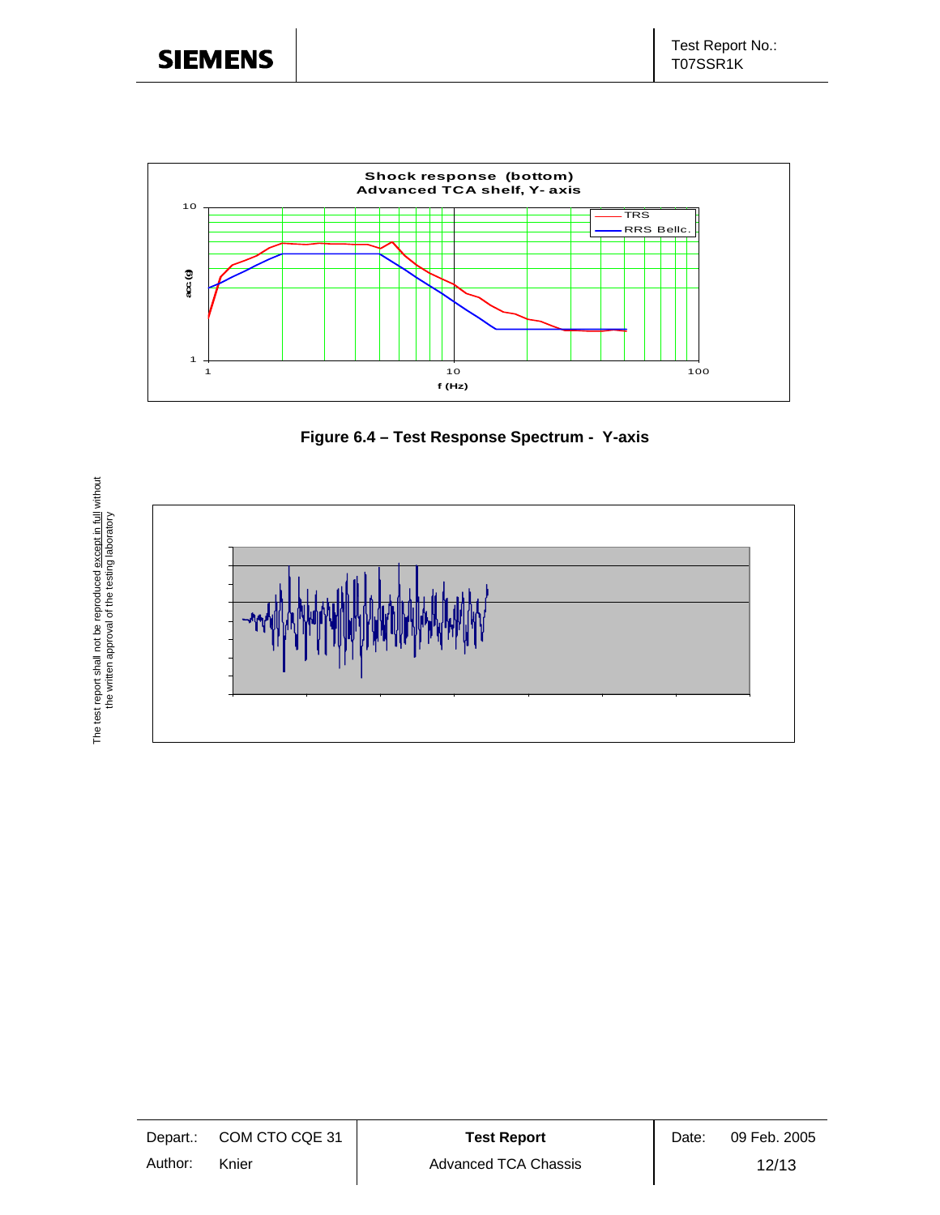Shock response (bottom)
Advanced TCA shelf, Y- axis

10

1

acc (g)

1

10

100

f (Hz)

TRS

RRS Bellc.

**Figure 6.4 – Test Response Spectrum - Y-axis**

The test report shall not be reproduced except in full without the written approval of the testing laboratory